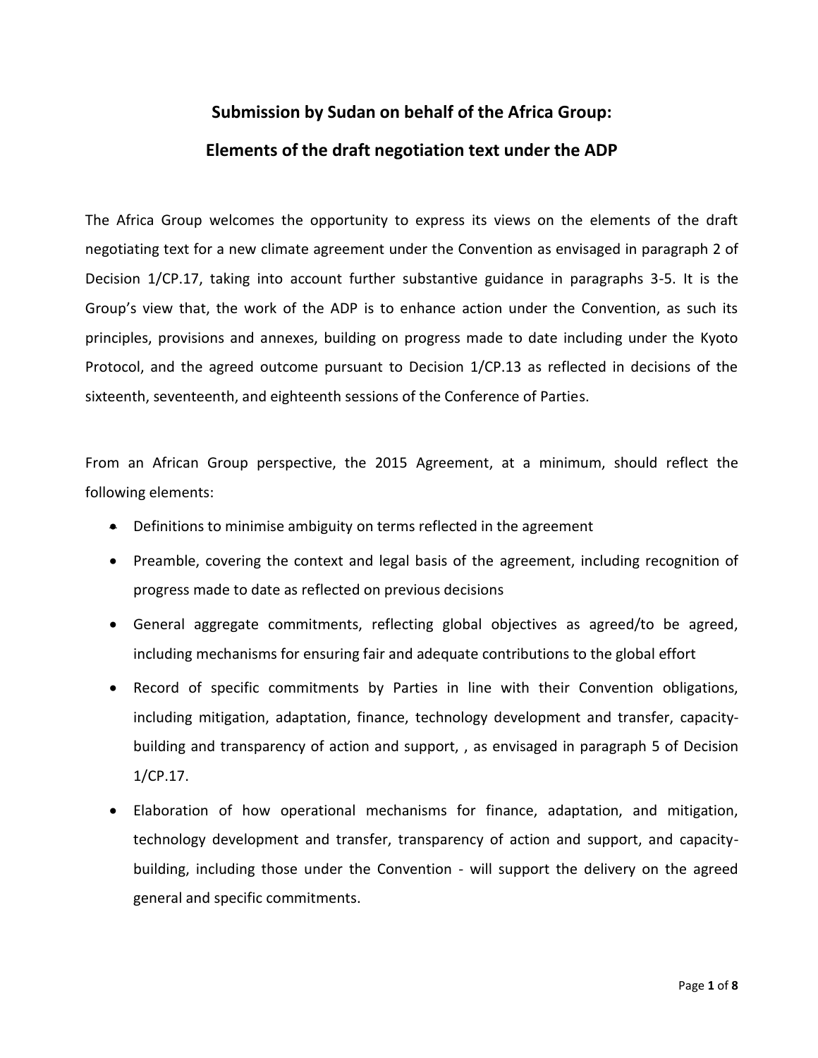# Submission by Sudan on behalf of the Africa Group:

# Elements of the draft negotiation text under the ADP

The Africa Group welcomes the opportunity to express its views on the elements of the draft negotiating text for a new climate agreement under the Convention as envisaged in paragraph 2 of Decision 1/CP.17, taking into account further substantive guidance in paragraphs 3-5. It is the Group's view that, the work of the ADP is to enhance action under the Convention, as such its principles, provisions and annexes, building on progress made to date including under the Kyoto Protocol, and the agreed outcome pursuant to Decision 1/CP.13 as reflected in decisions of the sixteenth, seventeenth, and eighteenth sessions of the Conference of Parties.

From an African Group perspective, the 2015 Agreement, at a minimum, should reflect the following elements:

- Definitions to minimise ambiguity on terms reflected in the agreement
- Preamble, covering the context and legal basis of the agreement, including recognition of progress made to date as reflected on previous decisions
- General aggregate commitments, reflecting global objectives as agreed/to be agreed, including mechanisms for ensuring fair and adequate contributions to the global effort
- Record of specific commitments by Parties in line with their Convention obligations, including mitigation, adaptation, finance, technology development and transfer, capacity-building and transparency of action and support, , as envisaged in paragraph 5 of Decision 1/CP.17.
- Elaboration of how operational mechanisms for finance, adaptation, and mitigation, technology development and transfer, transparency of action and support, and capacity-building, including those under the Convention - will support the delivery on the agreed general and specific commitments.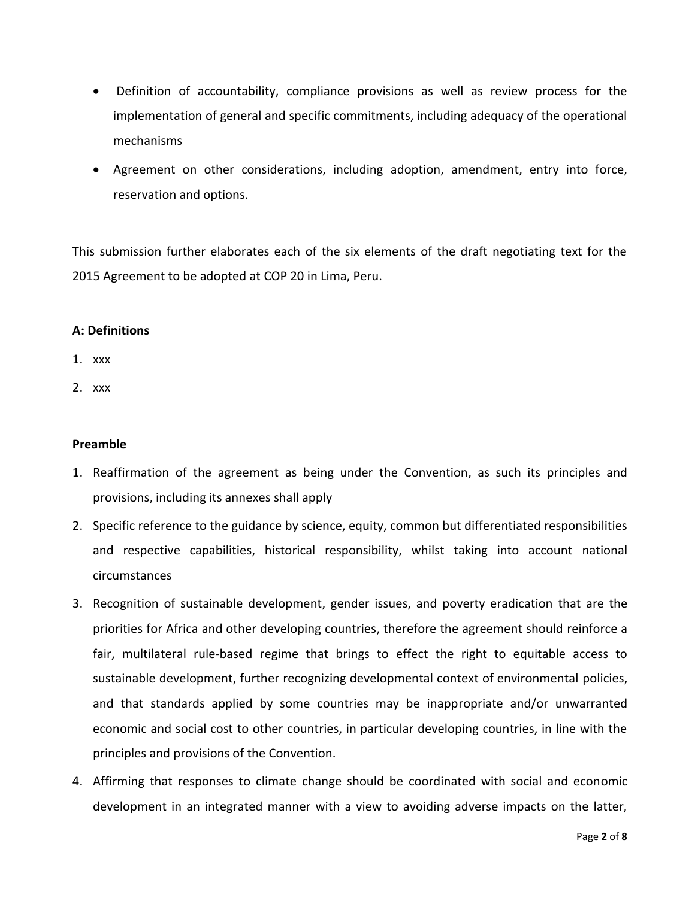- Definition of accountability, compliance provisions as well as review process for the implementation of general and specific commitments, including adequacy of the operational mechanisms
- Agreement on other considerations, including adoption, amendment, entry into force, reservation and options.

This submission further elaborates each of the six elements of the draft negotiating text for the 2015 Agreement to be adopted at COP 20 in Lima, Peru.

**A: Definitions**

1. xxx
2. xxx

**Preamble**

1. Reaffirmation of the agreement as being under the Convention, as such its principles and provisions, including its annexes shall apply
2. Specific reference to the guidance by science, equity, common but differentiated responsibilities and respective capabilities, historical responsibility, whilst taking into account national circumstances
3. Recognition of sustainable development, gender issues, and poverty eradication that are the priorities for Africa and other developing countries, therefore the agreement should reinforce a fair, multilateral rule-based regime that brings to effect the right to equitable access to sustainable development, further recognizing developmental context of environmental policies, and that standards applied by some countries may be inappropriate and/or unwarranted economic and social cost to other countries, in particular developing countries, in line with the principles and provisions of the Convention.
4. Affirming that responses to climate change should be coordinated with social and economic development in an integrated manner with a view to avoiding adverse impacts on the latter,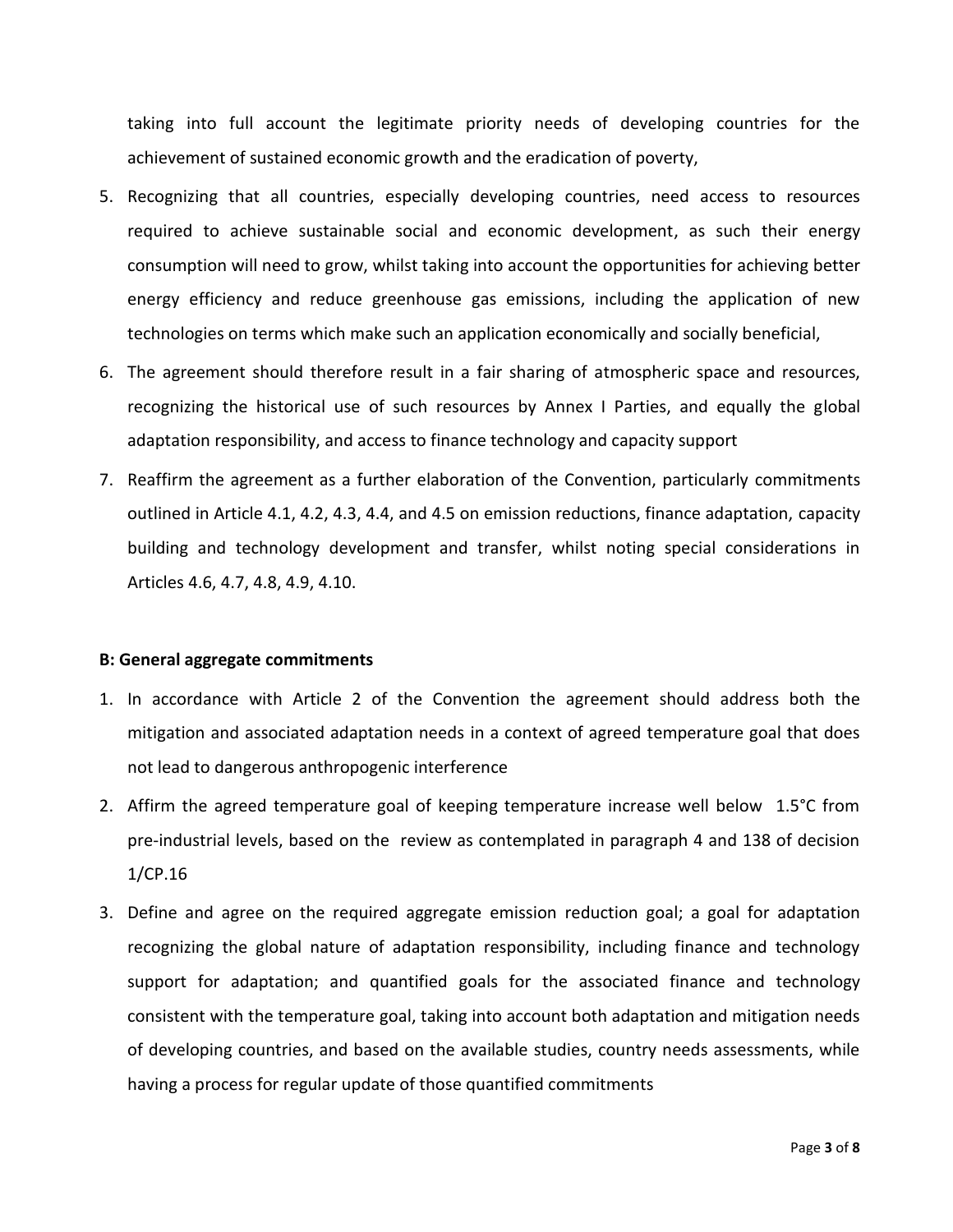taking into full account the legitimate priority needs of developing countries for the achievement of sustained economic growth and the eradication of poverty,

5. Recognizing that all countries, especially developing countries, need access to resources required to achieve sustainable social and economic development, as such their energy consumption will need to grow, whilst taking into account the opportunities for achieving better energy efficiency and reduce greenhouse gas emissions, including the application of new technologies on terms which make such an application economically and socially beneficial,
6. The agreement should therefore result in a fair sharing of atmospheric space and resources, recognizing the historical use of such resources by Annex I Parties, and equally the global adaptation responsibility, and access to finance technology and capacity support
7. Reaffirm the agreement as a further elaboration of the Convention, particularly commitments outlined in Article 4.1, 4.2, 4.3, 4.4, and 4.5 on emission reductions, finance adaptation, capacity building and technology development and transfer, whilst noting special considerations in Articles 4.6, 4.7, 4.8, 4.9, 4.10.

**B: General aggregate commitments**

1. In accordance with Article 2 of the Convention the agreement should address both the mitigation and associated adaptation needs in a context of agreed temperature goal that does not lead to dangerous anthropogenic interference
2. Affirm the agreed temperature goal of keeping temperature increase well below 1.5°C from pre-industrial levels, based on the review as contemplated in paragraph 4 and 138 of decision 1/CP.16
3. Define and agree on the required aggregate emission reduction goal; a goal for adaptation recognizing the global nature of adaptation responsibility, including finance and technology support for adaptation; and quantified goals for the associated finance and technology consistent with the temperature goal, taking into account both adaptation and mitigation needs of developing countries, and based on the available studies, country needs assessments, while having a process for regular update of those quantified commitments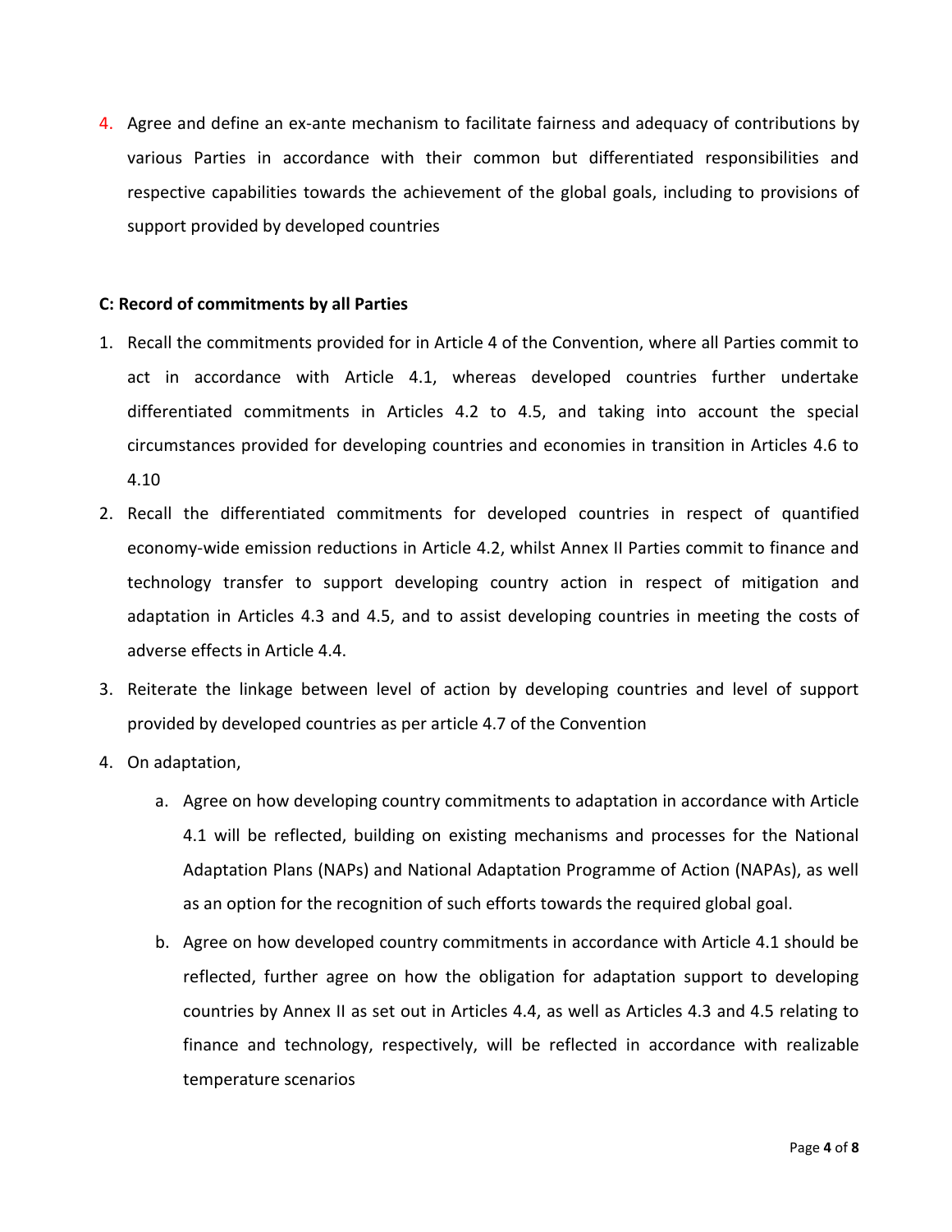4. Agree and define an ex-ante mechanism to facilitate fairness and adequacy of contributions by various Parties in accordance with their common but differentiated responsibilities and respective capabilities towards the achievement of the global goals, including to provisions of support provided by developed countries

**C: Record of commitments by all Parties**

1. Recall the commitments provided for in Article 4 of the Convention, where all Parties commit to act in accordance with Article 4.1, whereas developed countries further undertake differentiated commitments in Articles 4.2 to 4.5, and taking into account the special circumstances provided for developing countries and economies in transition in Articles 4.6 to 4.10
2. Recall the differentiated commitments for developed countries in respect of quantified economy-wide emission reductions in Article 4.2, whilst Annex II Parties commit to finance and technology transfer to support developing country action in respect of mitigation and adaptation in Articles 4.3 and 4.5, and to assist developing countries in meeting the costs of adverse effects in Article 4.4.
3. Reiterate the linkage between level of action by developing countries and level of support provided by developed countries as per article 4.7 of the Convention
4. On adaptation,
   a. Agree on how developing country commitments to adaptation in accordance with Article 4.1 will be reflected, building on existing mechanisms and processes for the National Adaptation Plans (NAPs) and National Adaptation Programme of Action (NAPAs), as well as an option for the recognition of such efforts towards the required global goal.
   b. Agree on how developed country commitments in accordance with Article 4.1 should be reflected, further agree on how the obligation for adaptation support to developing countries by Annex II as set out in Articles 4.4, as well as Articles 4.3 and 4.5 relating to finance and technology, respectively, will be reflected in accordance with realizable temperature scenarios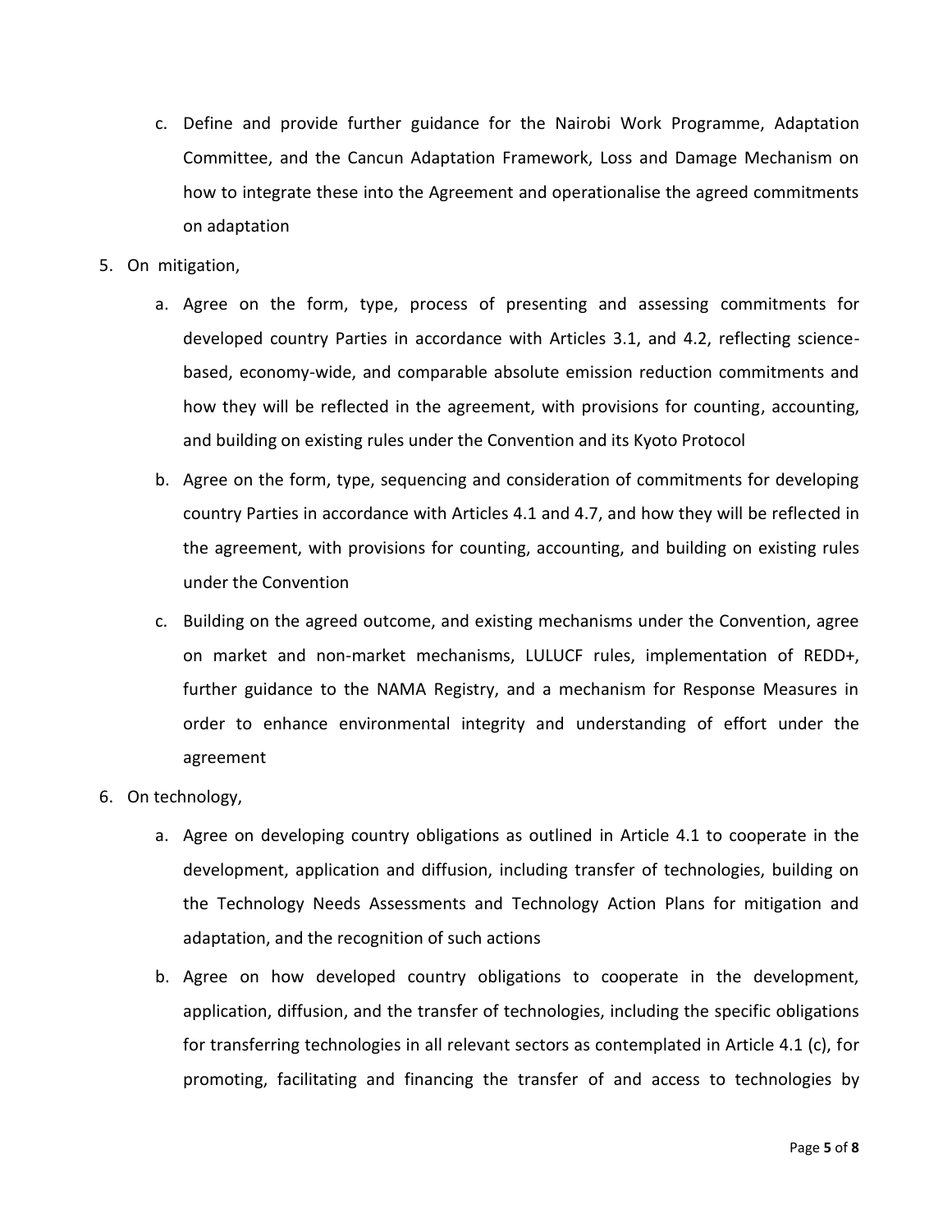c. Define and provide further guidance for the Nairobi Work Programme, Adaptation Committee, and the Cancun Adaptation Framework, Loss and Damage Mechanism on how to integrate these into the Agreement and operationalise the agreed commitments on adaptation

5. On mitigation,

    a. Agree on the form, type, process of presenting and assessing commitments for developed country Parties in accordance with Articles 3.1, and 4.2, reflecting science-based, economy-wide, and comparable absolute emission reduction commitments and how they will be reflected in the agreement, with provisions for counting, accounting, and building on existing rules under the Convention and its Kyoto Protocol

    b. Agree on the form, type, sequencing and consideration of commitments for developing country Parties in accordance with Articles 4.1 and 4.7, and how they will be reflected in the agreement, with provisions for counting, accounting, and building on existing rules under the Convention

    c. Building on the agreed outcome, and existing mechanisms under the Convention, agree on market and non-market mechanisms, LULUCF rules, implementation of REDD+, further guidance to the NAMA Registry, and a mechanism for Response Measures in order to enhance environmental integrity and understanding of effort under the agreement

6. On technology,

    a. Agree on developing country obligations as outlined in Article 4.1 to cooperate in the development, application and diffusion, including transfer of technologies, building on the Technology Needs Assessments and Technology Action Plans for mitigation and adaptation, and the recognition of such actions

    b. Agree on how developed country obligations to cooperate in the development, application, diffusion, and the transfer of technologies, including the specific obligations for transferring technologies in all relevant sectors as contemplated in Article 4.1 (c), for promoting, facilitating and financing the transfer of and access to technologies by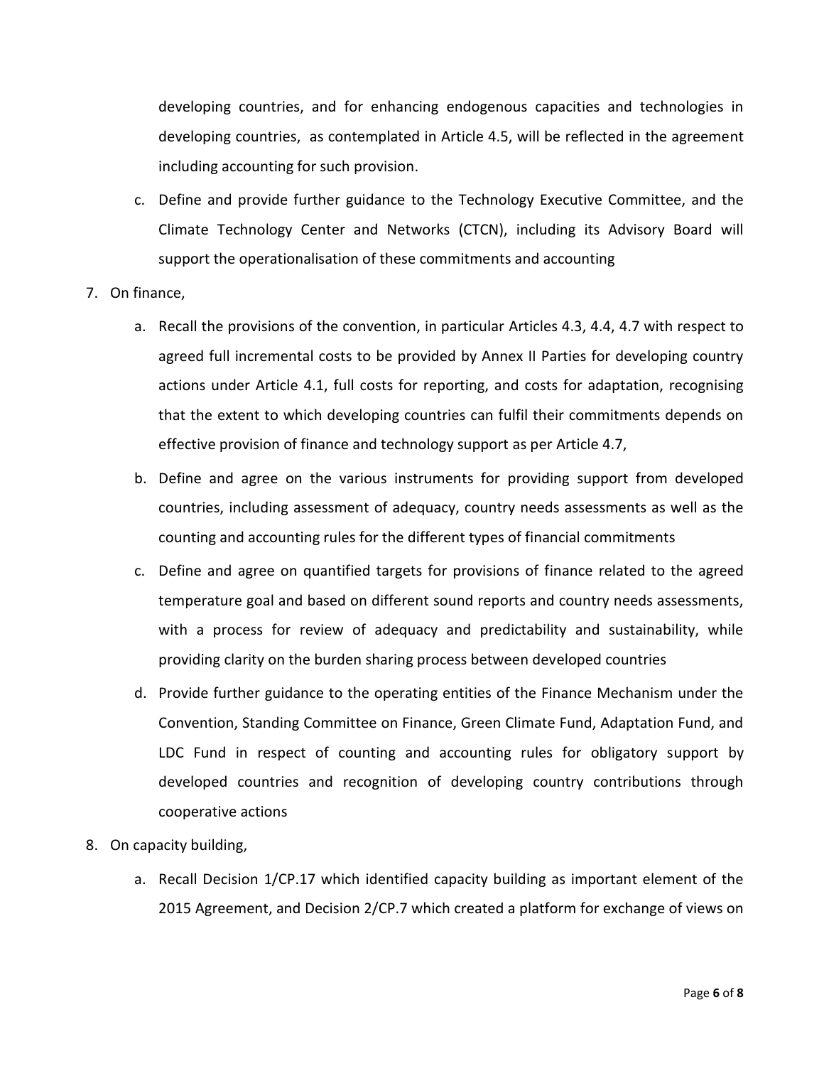developing countries, and for enhancing endogenous capacities and technologies in developing countries, as contemplated in Article 4.5, will be reflected in the agreement including accounting for such provision.

c. Define and provide further guidance to the Technology Executive Committee, and the Climate Technology Center and Networks (CTCN), including its Advisory Board will support the operationalisation of these commitments and accounting

7. On finance,

   a. Recall the provisions of the convention, in particular Articles 4.3, 4.4, 4.7 with respect to agreed full incremental costs to be provided by Annex II Parties for developing country actions under Article 4.1, full costs for reporting, and costs for adaptation, recognising that the extent to which developing countries can fulfil their commitments depends on effective provision of finance and technology support as per Article 4.7,

   b. Define and agree on the various instruments for providing support from developed countries, including assessment of adequacy, country needs assessments as well as the counting and accounting rules for the different types of financial commitments

   c. Define and agree on quantified targets for provisions of finance related to the agreed temperature goal and based on different sound reports and country needs assessments, with a process for review of adequacy and predictability and sustainability, while providing clarity on the burden sharing process between developed countries

   d. Provide further guidance to the operating entities of the Finance Mechanism under the Convention, Standing Committee on Finance, Green Climate Fund, Adaptation Fund, and LDC Fund in respect of counting and accounting rules for obligatory support by developed countries and recognition of developing country contributions through cooperative actions

8. On capacity building,

   a. Recall Decision 1/CP.17 which identified capacity building as important element of the 2015 Agreement, and Decision 2/CP.7 which created a platform for exchange of views on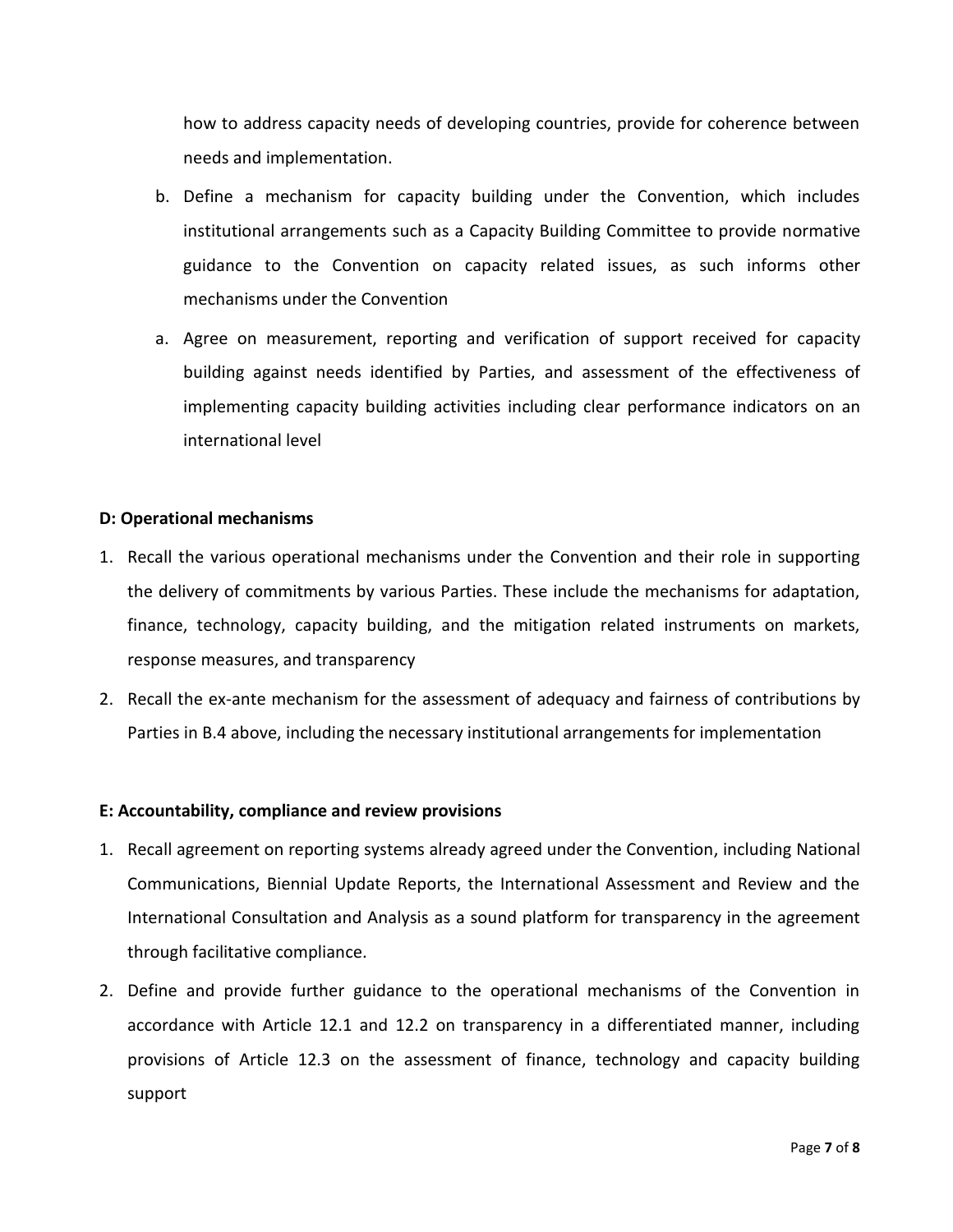how to address capacity needs of developing countries, provide for coherence between needs and implementation.

b. Define a mechanism for capacity building under the Convention, which includes institutional arrangements such as a Capacity Building Committee to provide normative guidance to the Convention on capacity related issues, as such informs other mechanisms under the Convention

a. Agree on measurement, reporting and verification of support received for capacity building against needs identified by Parties, and assessment of the effectiveness of implementing capacity building activities including clear performance indicators on an international level

**D: Operational mechanisms**

1. Recall the various operational mechanisms under the Convention and their role in supporting the delivery of commitments by various Parties. These include the mechanisms for adaptation, finance, technology, capacity building, and the mitigation related instruments on markets, response measures, and transparency
2. Recall the ex-ante mechanism for the assessment of adequacy and fairness of contributions by Parties in B.4 above, including the necessary institutional arrangements for implementation

**E: Accountability, compliance and review provisions**

1. Recall agreement on reporting systems already agreed under the Convention, including National Communications, Biennial Update Reports, the International Assessment and Review and the International Consultation and Analysis as a sound platform for transparency in the agreement through facilitative compliance.
2. Define and provide further guidance to the operational mechanisms of the Convention in accordance with Article 12.1 and 12.2 on transparency in a differentiated manner, including provisions of Article 12.3 on the assessment of finance, technology and capacity building support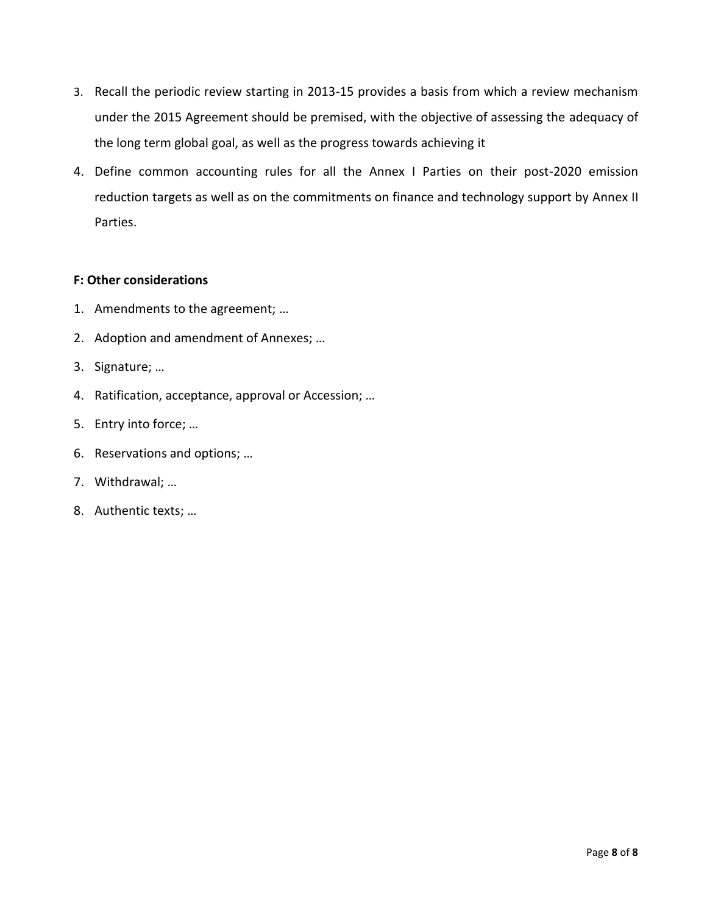3. Recall the periodic review starting in 2013-15 provides a basis from which a review mechanism under the 2015 Agreement should be premised, with the objective of assessing the adequacy of the long term global goal, as well as the progress towards achieving it
4. Define common accounting rules for all the Annex I Parties on their post-2020 emission reduction targets as well as on the commitments on finance and technology support by Annex II Parties.

**F: Other considerations**

1. Amendments to the agreement; …
2. Adoption and amendment of Annexes; …
3. Signature; …
4. Ratification, acceptance, approval or Accession; …
5. Entry into force; …
6. Reservations and options; …
7. Withdrawal; …
8. Authentic texts; …